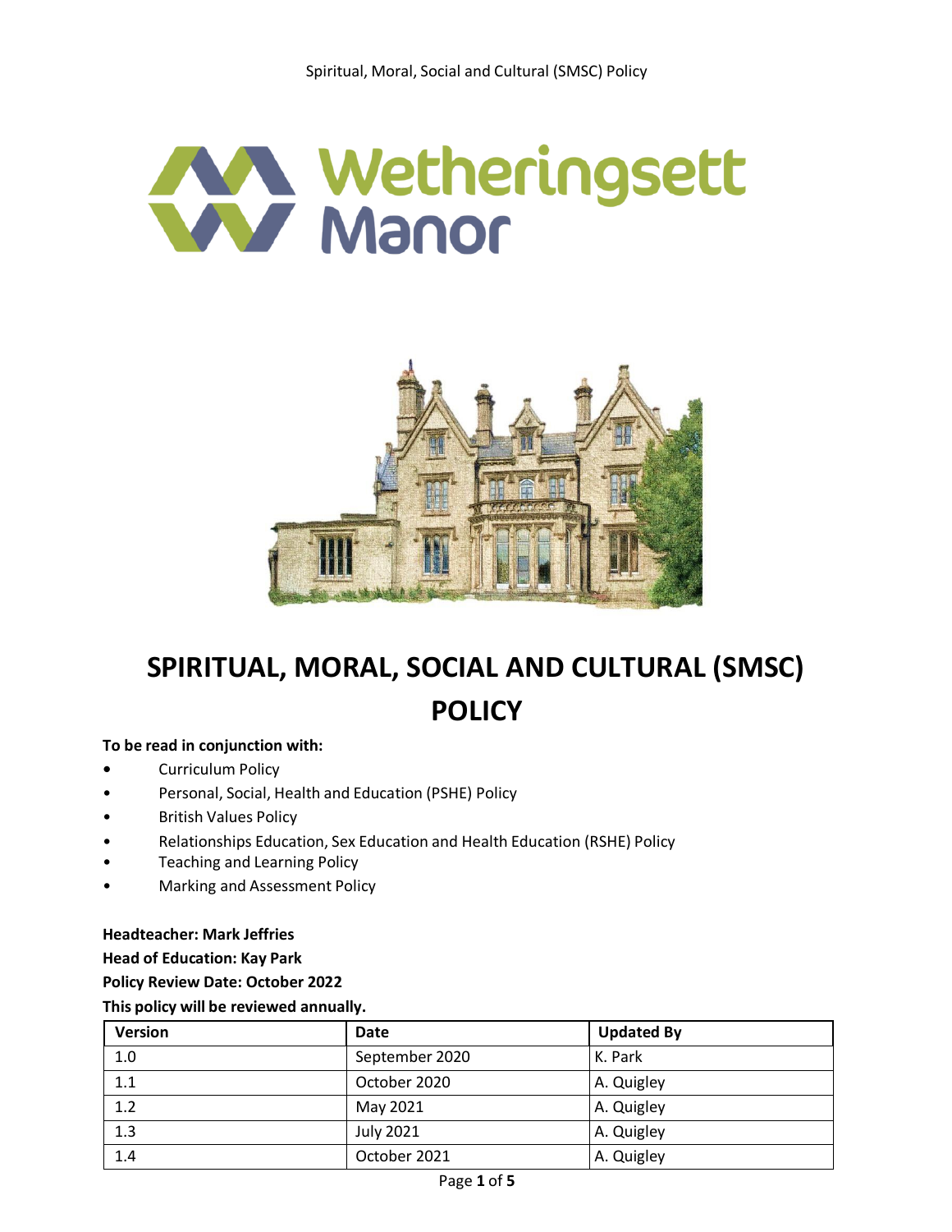# SPIRITUAL, MORAL, SOCIAL AND CULTURAL (SMSC) POLICY

**To be read in conjunction with:**

- Curriculum Policy
- Personal, Social, Health and Education (PSHE) Policy
- British Values Policy
- Relationships Education, Sex Education and Health Education (RSHE) Policy
- Teaching and Learning Policy
- Marking and Assessment Policy

**Headteacher: Mark Jeffries**

**Head of Education: Kay Park**

**Policy Review Date: October 2022**

**This policy will be reviewed annually.**

| Version | Date | Updated By |
|---|---|---|
| 1.0 | September 2020 | K. Park |
| 1.1 | October 2020 | A. Quigley |
| 1.2 | May 2021 | A. Quigley |
| 1.3 | July 2021 | A. Quigley |
| 1.4 | October 2021 | A. Quigley |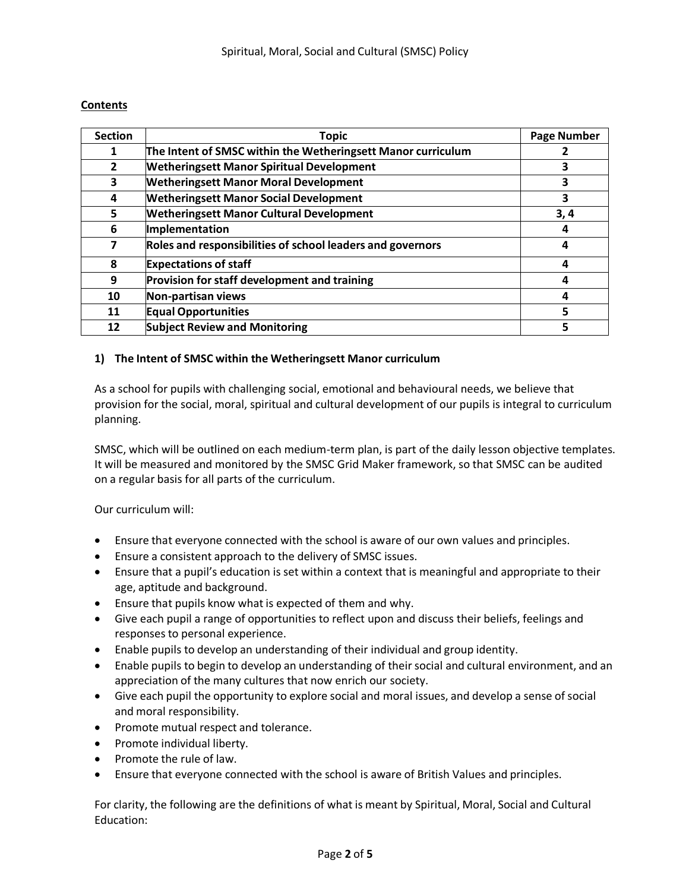**Contents**

| Section | Topic | Page Number |
|---|---|---|
| 1 | **The Intent of SMSC within the Wetheringsett Manor curriculum** | 2 |
| 2 | **Wetheringsett Manor Spiritual Development** | 3 |
| 3 | **Wetheringsett Manor Moral Development** | 3 |
| 4 | **Wetheringsett Manor Social Development** | 3 |
| 5 | **Wetheringsett Manor Cultural Development** | 3, 4 |
| 6 | **Implementation** | 4 |
| 7 | **Roles and responsibilities of school leaders and governors** | 4 |
| 8 | **Expectations of staff** | 4 |
| 9 | **Provision for staff development and training** | 4 |
| 10 | **Non-partisan views** | 4 |
| 11 | **Equal Opportunities** | 5 |
| 12 | **Subject Review and Monitoring** | 5 |

## 1) The Intent of SMSC within the Wetheringsett Manor curriculum

As a school for pupils with challenging social, emotional and behavioural needs, we believe that provision for the social, moral, spiritual and cultural development of our pupils is integral to curriculum planning.

SMSC, which will be outlined on each medium-term plan, is part of the daily lesson objective templates. It will be measured and monitored by the SMSC Grid Maker framework, so that SMSC can be audited on a regular basis for all parts of the curriculum.

Our curriculum will:

- Ensure that everyone connected with the school is aware of our own values and principles.
- Ensure a consistent approach to the delivery of SMSC issues.
- Ensure that a pupil's education is set within a context that is meaningful and appropriate to their age, aptitude and background.
- Ensure that pupils know what is expected of them and why.
- Give each pupil a range of opportunities to reflect upon and discuss their beliefs, feelings and responses to personal experience.
- Enable pupils to develop an understanding of their individual and group identity.
- Enable pupils to begin to develop an understanding of their social and cultural environment, and an appreciation of the many cultures that now enrich our society.
- Give each pupil the opportunity to explore social and moral issues, and develop a sense of social and moral responsibility.
- Promote mutual respect and tolerance.
- Promote individual liberty.
- Promote the rule of law.
- Ensure that everyone connected with the school is aware of British Values and principles.

For clarity, the following are the definitions of what is meant by Spiritual, Moral, Social and Cultural Education: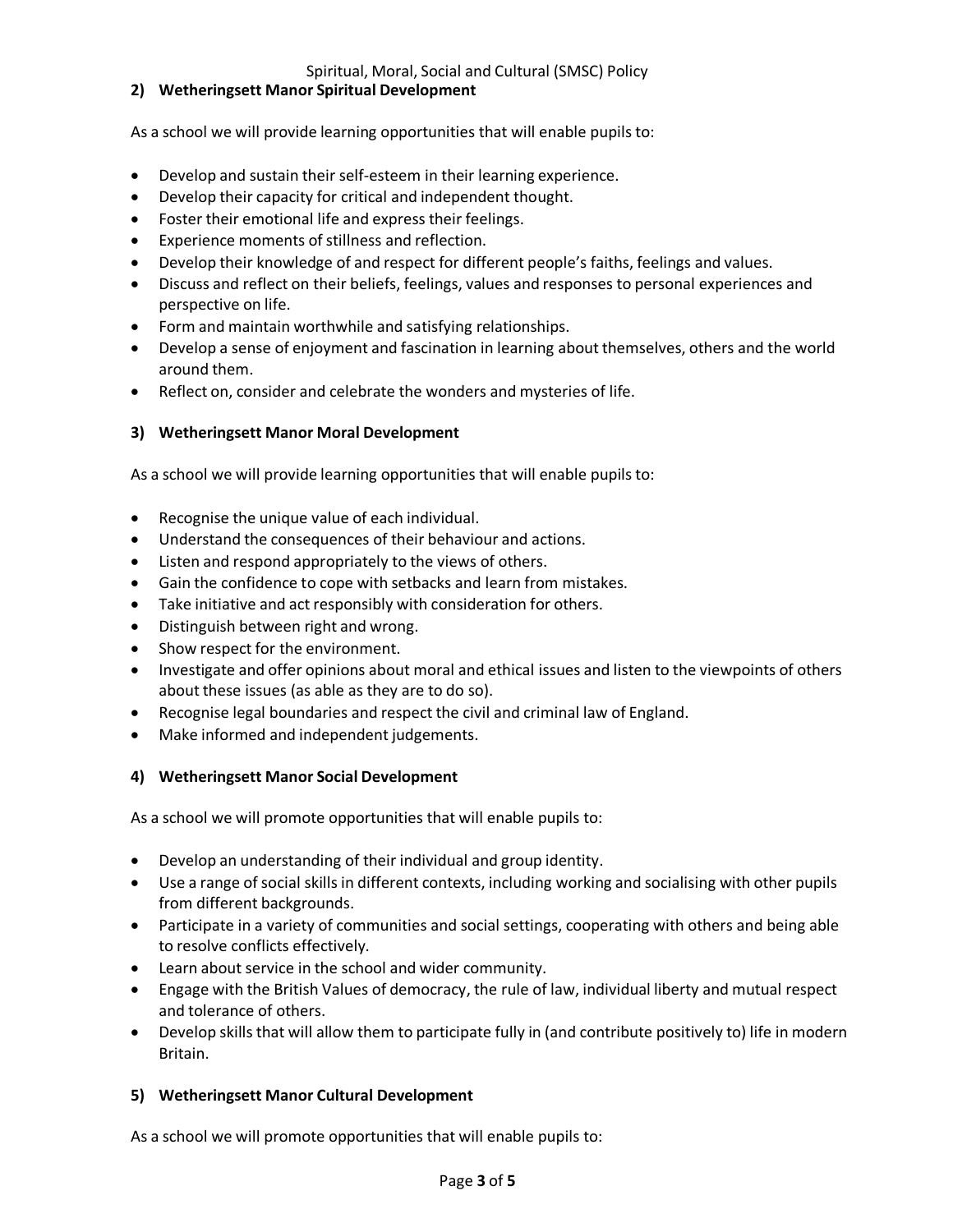## 2) Wetheringsett Manor Spiritual Development

As a school we will provide learning opportunities that will enable pupils to:

- Develop and sustain their self-esteem in their learning experience.
- Develop their capacity for critical and independent thought.
- Foster their emotional life and express their feelings.
- Experience moments of stillness and reflection.
- Develop their knowledge of and respect for different people's faiths, feelings and values.
- Discuss and reflect on their beliefs, feelings, values and responses to personal experiences and perspective on life.
- Form and maintain worthwhile and satisfying relationships.
- Develop a sense of enjoyment and fascination in learning about themselves, others and the world around them.
- Reflect on, consider and celebrate the wonders and mysteries of life.

## 3) Wetheringsett Manor Moral Development

As a school we will provide learning opportunities that will enable pupils to:

- Recognise the unique value of each individual.
- Understand the consequences of their behaviour and actions.
- Listen and respond appropriately to the views of others.
- Gain the confidence to cope with setbacks and learn from mistakes.
- Take initiative and act responsibly with consideration for others.
- Distinguish between right and wrong.
- Show respect for the environment.
- Investigate and offer opinions about moral and ethical issues and listen to the viewpoints of others about these issues (as able as they are to do so).
- Recognise legal boundaries and respect the civil and criminal law of England.
- Make informed and independent judgements.

## 4) Wetheringsett Manor Social Development

As a school we will promote opportunities that will enable pupils to:

- Develop an understanding of their individual and group identity.
- Use a range of social skills in different contexts, including working and socialising with other pupils from different backgrounds.
- Participate in a variety of communities and social settings, cooperating with others and being able to resolve conflicts effectively.
- Learn about service in the school and wider community.
- Engage with the British Values of democracy, the rule of law, individual liberty and mutual respect and tolerance of others.
- Develop skills that will allow them to participate fully in (and contribute positively to) life in modern Britain.

## 5) Wetheringsett Manor Cultural Development

As a school we will promote opportunities that will enable pupils to: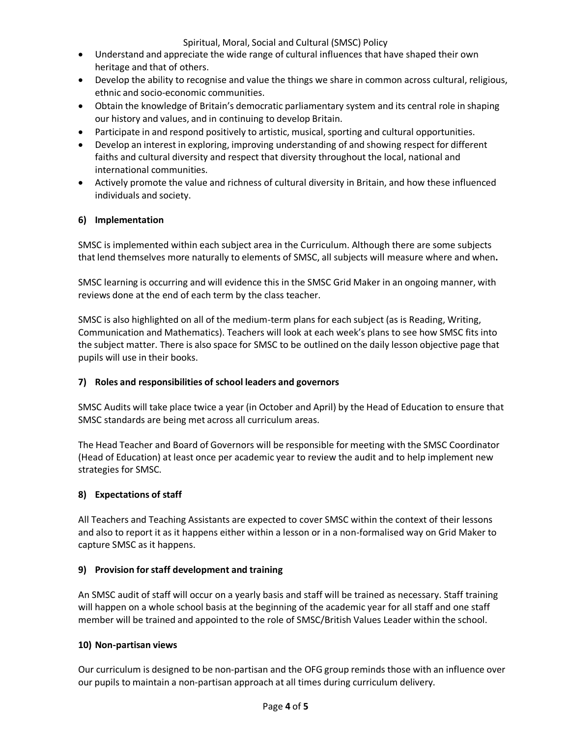- Understand and appreciate the wide range of cultural influences that have shaped their own heritage and that of others.
- Develop the ability to recognise and value the things we share in common across cultural, religious, ethnic and socio-economic communities.
- Obtain the knowledge of Britain's democratic parliamentary system and its central role in shaping our history and values, and in continuing to develop Britain.
- Participate in and respond positively to artistic, musical, sporting and cultural opportunities.
- Develop an interest in exploring, improving understanding of and showing respect for different faiths and cultural diversity and respect that diversity throughout the local, national and international communities.
- Actively promote the value and richness of cultural diversity in Britain, and how these influenced individuals and society.

## 6) Implementation

SMSC is implemented within each subject area in the Curriculum. Although there are some subjects that lend themselves more naturally to elements of SMSC, all subjects will measure where and when**.**

SMSC learning is occurring and will evidence this in the SMSC Grid Maker in an ongoing manner, with reviews done at the end of each term by the class teacher.

SMSC is also highlighted on all of the medium-term plans for each subject (as is Reading, Writing, Communication and Mathematics). Teachers will look at each week's plans to see how SMSC fits into the subject matter. There is also space for SMSC to be outlined on the daily lesson objective page that pupils will use in their books.

## 7) Roles and responsibilities of school leaders and governors

SMSC Audits will take place twice a year (in October and April) by the Head of Education to ensure that SMSC standards are being met across all curriculum areas.

The Head Teacher and Board of Governors will be responsible for meeting with the SMSC Coordinator (Head of Education) at least once per academic year to review the audit and to help implement new strategies for SMSC.

## 8) Expectations of staff

All Teachers and Teaching Assistants are expected to cover SMSC within the context of their lessons and also to report it as it happens either within a lesson or in a non-formalised way on Grid Maker to capture SMSC as it happens.

## 9) Provision for staff development and training

An SMSC audit of staff will occur on a yearly basis and staff will be trained as necessary. Staff training will happen on a whole school basis at the beginning of the academic year for all staff and one staff member will be trained and appointed to the role of SMSC/British Values Leader within the school.

## 10) Non-partisan views

Our curriculum is designed to be non-partisan and the OFG group reminds those with an influence over our pupils to maintain a non-partisan approach at all times during curriculum delivery.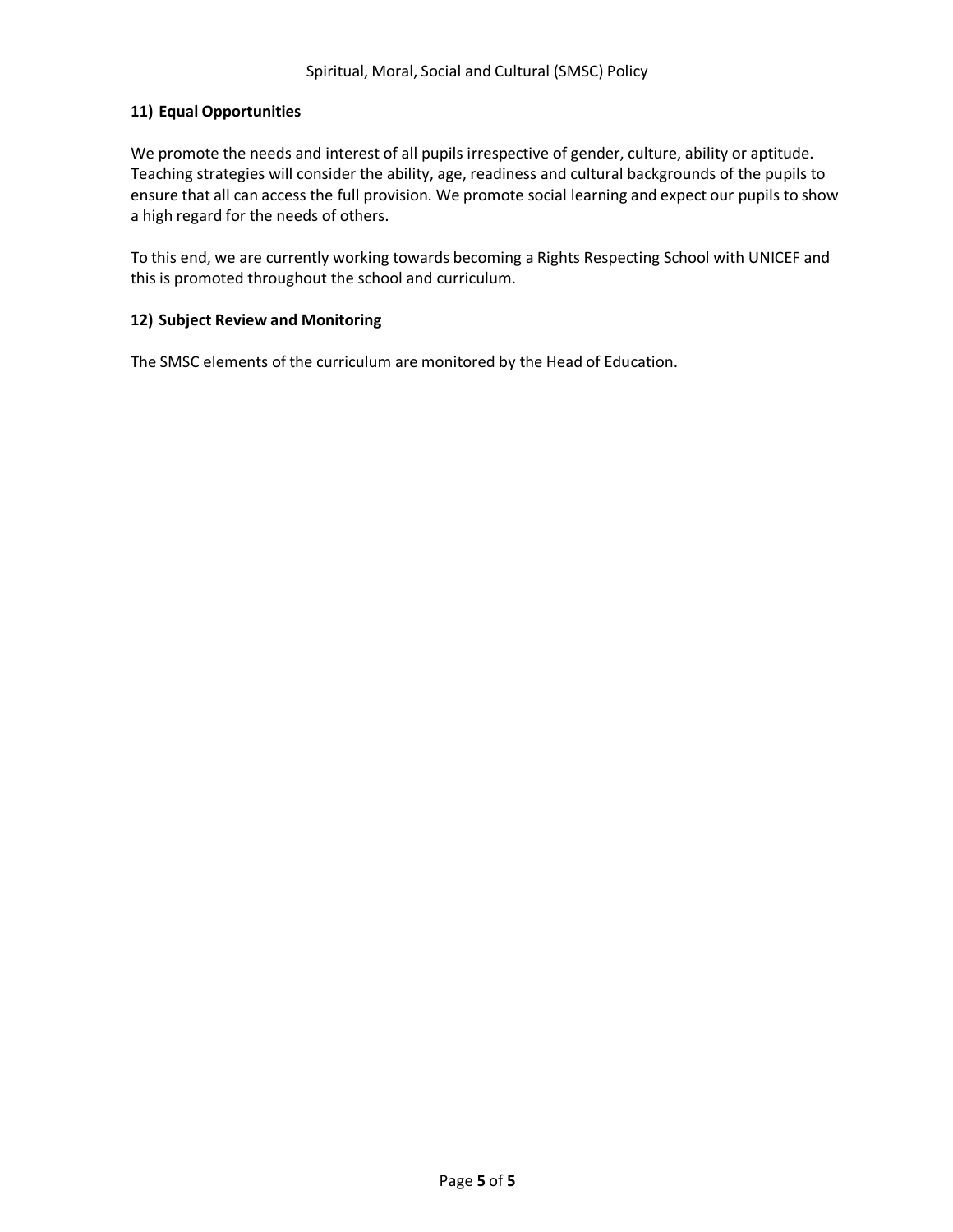## 11) Equal Opportunities

We promote the needs and interest of all pupils irrespective of gender, culture, ability or aptitude. Teaching strategies will consider the ability, age, readiness and cultural backgrounds of the pupils to ensure that all can access the full provision. We promote social learning and expect our pupils to show a high regard for the needs of others.

To this end, we are currently working towards becoming a Rights Respecting School with UNICEF and this is promoted throughout the school and curriculum.

## 12) Subject Review and Monitoring

The SMSC elements of the curriculum are monitored by the Head of Education.